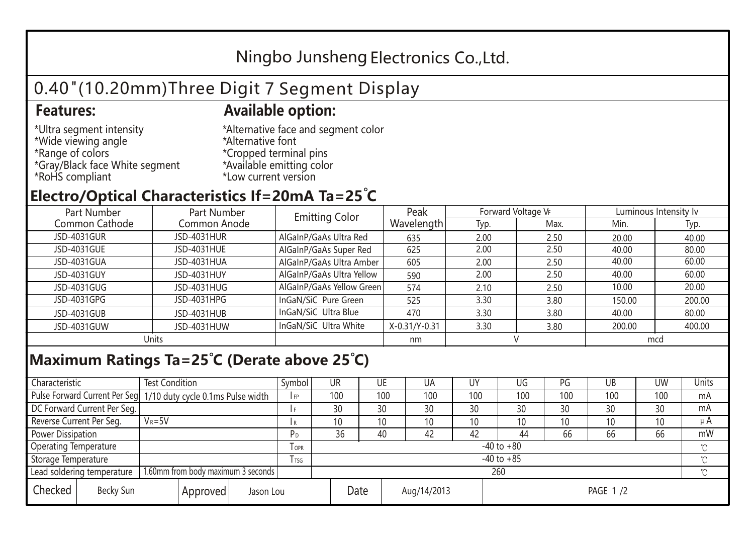# Ningbo Junsheng Electronics Co.,Ltd.

## 0.40"(10.20mm)Three Digit 7 Segment Display

### Features:

*Ultra segment intensity
*Wide viewing angle
*Range of colors
*Gray/Black face White segment
*RoHS compliant

### Available option:

*Alternative face and segment color
*Alternative font
*Cropped terminal pins
*Available emitting color
*Low current version

## Electro/Optical Characteristics If=20mA Ta=25°C

| Part Number Common Cathode | Part Number Common Anode | Emitting Color | Peak Wavelength | Forward Voltage $V_F$ | | Luminous Intensity Iv | |
|---|---|---|---|---|---|---|---|
| | | | | Typ. | Max. | Min. | Typ. |
| JSD-4031GUR | JSD-4031HUR | AlGaInP/GaAs Ultra Red | 635 | 2.00 | 2.50 | 20.00 | 40.00 |
| JSD-4031GUE | JSD-4031HUE | AlGaInP/GaAs Super Red | 625 | 2.00 | 2.50 | 40.00 | 80.00 |
| JSD-4031GUA | JSD-4031HUA | AlGaInP/GaAs Ultra Amber | 605 | 2.00 | 2.50 | 40.00 | 60.00 |
| JSD-4031GUY | JSD-4031HUY | AlGaInP/GaAs Ultra Yellow | 590 | 2.00 | 2.50 | 40.00 | 60.00 |
| JSD-4031GUG | JSD-4031HUG | AlGaInP/GaAs Yellow Green | 574 | 2.10 | 2.50 | 10.00 | 20.00 |
| JSD-4031GPG | JSD-4031HPG | InGaN/SiC Pure Green | 525 | 3.30 | 3.80 | 150.00 | 200.00 |
| JSD-4031GUB | JSD-4031HUB | InGaN/SiC Ultra Blue | 470 | 3.30 | 3.80 | 40.00 | 80.00 |
| JSD-4031GUW | JSD-4031HUW | InGaN/SiC Ultra White | X-0.31/Y-0.31 | 3.30 | 3.80 | 200.00 | 400.00 |
| Units | | | nm | V | | mcd | |

## Maximum Ratings Ta=25°C (Derate above 25°C)

| Characteristic | Test Condition | Symbol | UR | UE | UA | UY | UG | PG | UB | UW | Units |
|---|---|---|---|---|---|---|---|---|---|---|---|
| Pulse Forward Current Per Seg. | 1/10 duty cycle 0.1ms Pulse width | $I_{FP}$ | 100 | 100 | 100 | 100 | 100 | 100 | 100 | 100 | mA |
| DC Forward Current Per Seg. | | $I_F$ | 30 | 30 | 30 | 30 | 30 | 30 | 30 | 30 | mA |
| Reverse Current Per Seg. | $V_R$=5V | $I_R$ | 10 | 10 | 10 | 10 | 10 | 10 | 10 | 10 | μA |
| Power Dissipation | | $P_D$ | 36 | 40 | 42 | 42 | 44 | 66 | 66 | 66 | mW |
| Operating Temperature | | $T_{OPR}$ | -40 to +80 | | | | | | | | ℃ |
| Storage Temperature | | $T_{TSG}$ | -40 to +85 | | | | | | | | ℃ |
| Lead soldering temperature | 1.60mm from body maximum 3 seconds | | 260 | | | | | | | | ℃ |

| Checked | Becky Sun | Approved | Jason Lou | Date | Aug/14/2013 |
|---|---|---|---|---|---|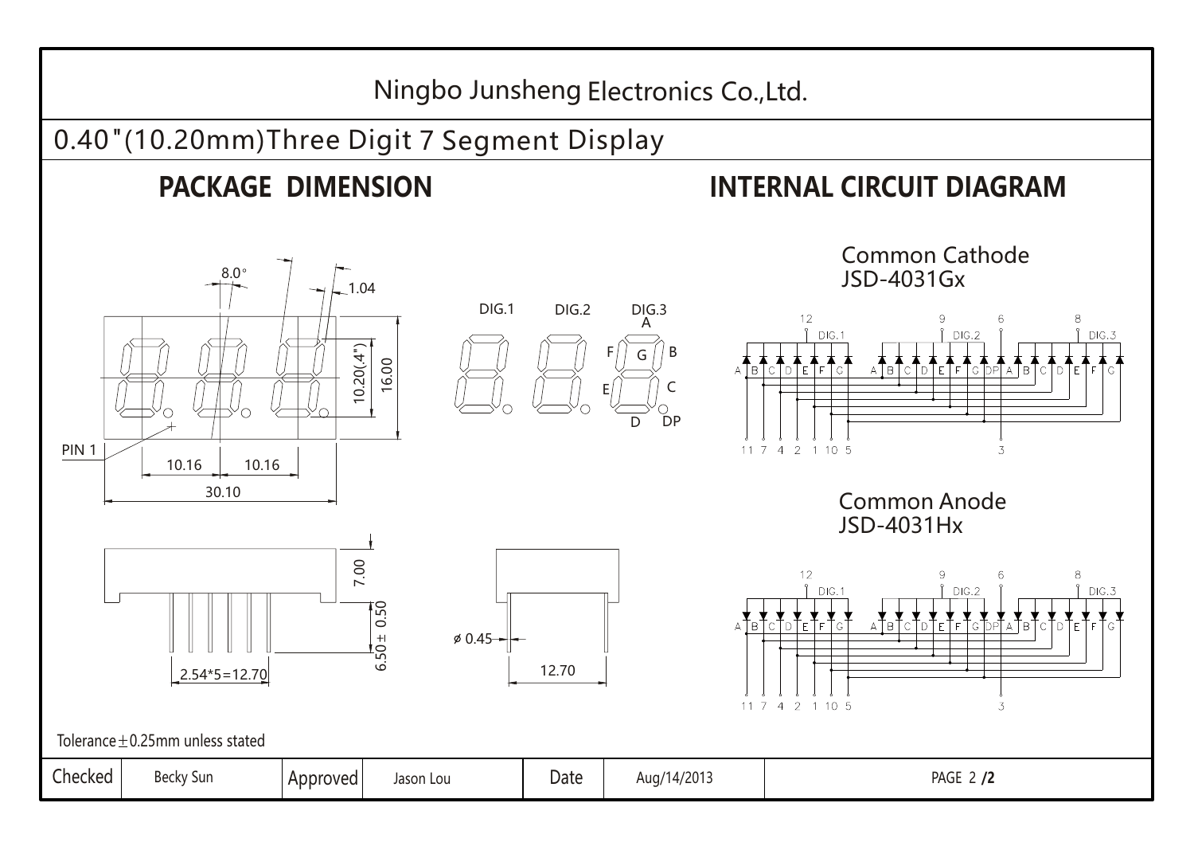Ningbo Junsheng Electronics Co.,Ltd.

0.40"(10.20mm)Three Digit 7 Segment Display

## PACKAGE DIMENSION

8.0°
1.04
10.20(.4")
16.00
PIN 1
10.16
10.16
30.10

DIG.1 DIG.2 DIG.3
A
F G B
E C
D DP

7.00
6.50± 0.50
2.54*5=12.70
ø 0.45
12.70

Tolerance ± 0.25mm unless stated

## INTERNAL CIRCUIT DIAGRAM

Common Cathode
JSD-4031Gx

12 9 6 8
DIG.1 DIG.2 DIG.3
A B C D E F G A B C D E F G DP A B C D E F G
11 7 4 2 1 10 5 3

Common Anode
JSD-4031Hx

12 9 6 8
DIG.1 DIG.2 DIG.3
A B C D E F G A B C D E F G DP A B C D E F G
11 7 4 2 1 10 5 3

| Checked | Becky Sun | Approved | Jason Lou | Date | Aug/14/2013 |
| --- | --- | --- | --- | --- | --- |